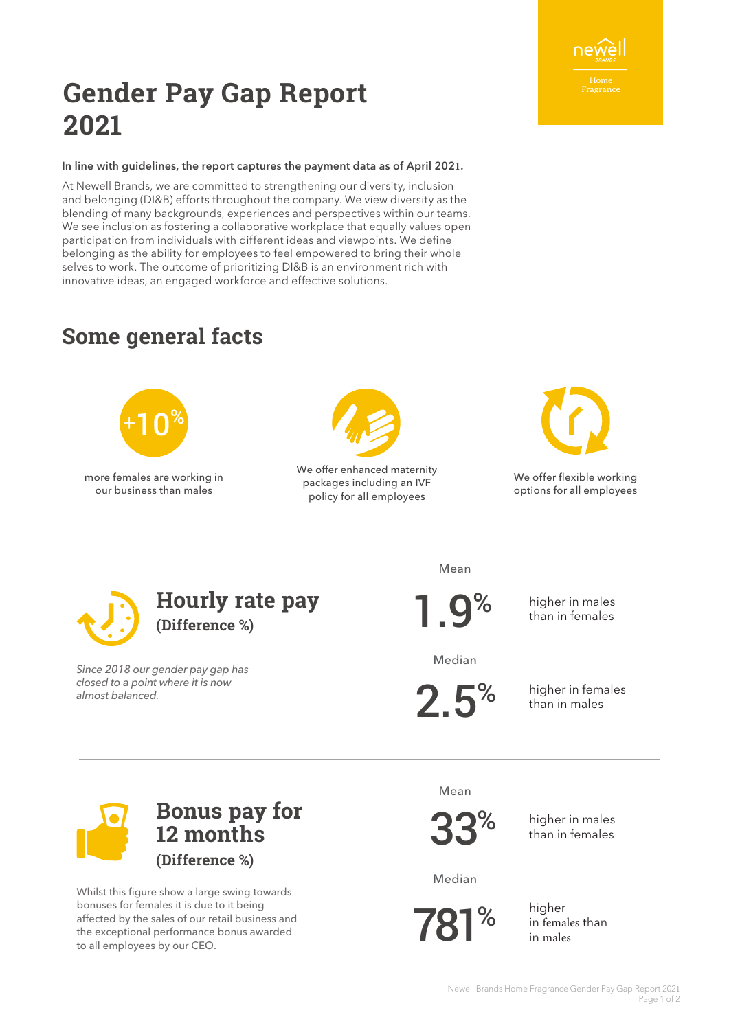# Gender Pay Gap Report 2021

newell BRANDS

Home Fragrance

**In line with guidelines, the report captures the payment data as of April 2021.**

At Newell Brands, we are committed to strengthening our diversity, inclusion and belonging (DI&B) efforts throughout the company. We view diversity as the blending of many backgrounds, experiences and perspectives within our teams. We see inclusion as fostering a collaborative workplace that equally values open participation from individuals with different ideas and viewpoints. We define belonging as the ability for employees to feel empowered to bring their whole selves to work. The outcome of prioritizing DI&B is an environment rich with innovative ideas, an engaged workforce and effective solutions.

## Some general facts

+10% more females are working in our business than males

We offer enhanced maternity packages including an IVF policy for all employees

We offer flexible working options for all employees

---

## Hourly rate pay
### (Difference %)

*Since 2018 our gender pay gap has closed to a point where it is now almost balanced.*

Mean

**1.9%** higher in males than in females

Median

**2.5%** higher in females than in males

---

## Bonus pay for 12 months
### (Difference %)

Whilst this figure show a large swing towards bonuses for females it is due to it being affected by the sales of our retail business and the exceptional performance bonus awarded to all employees by our CEO.

Mean

**33%** higher in males than in females

Median

**781%** higher in females than in males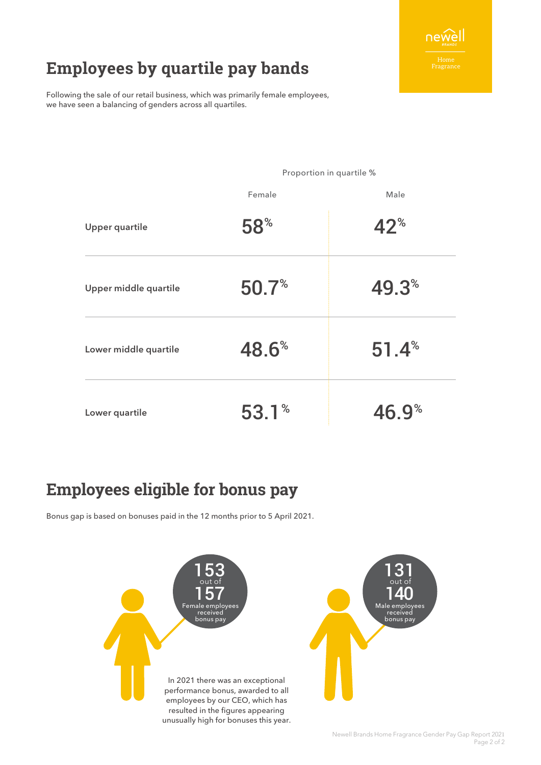newell BRANDS

Home Fragrance

# Employees by quartile pay bands

Following the sale of our retail business, which was primarily female employees, we have seen a balancing of genders across all quartiles.

| | Proportion in quartile % | |
|---|---|---|
| | Female | Male |
| Upper quartile | 58% | 42% |
| Upper middle quartile | 50.7% | 49.3% |
| Lower middle quartile | 48.6% | 51.4% |
| Lower quartile | 53.1% | 46.9% |

# Employees eligible for bonus pay

Bonus gap is based on bonuses paid in the 12 months prior to 5 April 2021.

153 out of 157 Female employees received bonus pay

131 out of 140 Male employees received bonus pay

In 2021 there was an exceptional performance bonus, awarded to all employees by our CEO, which has resulted in the figures appearing unusually high for bonuses this year.

Newell Brands Home Fragrance Gender Pay Gap Report 2021